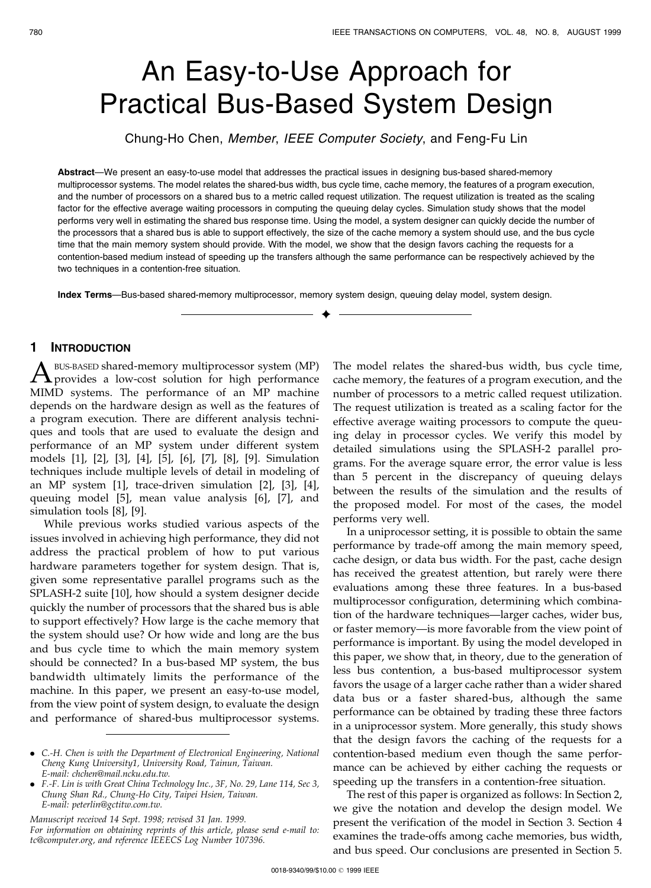# An Easy-to-Use Approach for Practical Bus-Based System Design

Chung-Ho Chen, *Member, IEEE Computer Society*, and Feng-Fu Lin

**Abstract**—We present an easy-to-use model that addresses the practical issues in designing bus-based shared-memory multiprocessor systems. The model relates the shared-bus width, bus cycle time, cache memory, the features of a program execution, and the number of processors on a shared bus to a metric called request utilization. The request utilization is treated as the scaling factor for the effective average waiting processors in computing the queuing delay cycles. Simulation study shows that the model performs very well in estimating the shared bus response time. Using the model, a system designer can quickly decide the number of the processors that a shared bus is able to support effectively, the size of the cache memory a system should use, and the bus cycle time that the main memory system should provide. With the model, we show that the design favors caching the requests for a contention-based medium instead of speeding up the transfers although the same performance can be respectively achieved by the two techniques in a contention-free situation.

**Index Terms**—Bus-based shared-memory multiprocessor, memory system design, queuing delay model, system design.

## 1 Introduction

A bus-based shared-memory multiprocessor system (MP) provides a low-cost solution for high performance MIMD systems. The performance of an MP machine depends on the hardware design as well as the features of a program execution. There are different analysis techniques and tools that are used to evaluate the design and performance of an MP system under different system models [1], [2], [3], [4], [5], [6], [7], [8], [9]. Simulation techniques include multiple levels of detail in modeling of an MP system [1], trace-driven simulation [2], [3], [4], queuing model [5], mean value analysis [6], [7], and simulation tools [8], [9].

While previous works studied various aspects of the issues involved in achieving high performance, they did not address the practical problem of how to put various hardware parameters together for system design. That is, given some representative parallel programs such as the SPLASH-2 suite [10], how should a system designer decide quickly the number of processors that the shared bus is able to support effectively? How large is the cache memory that the system should use? Or how wide and long are the bus and bus cycle time to which the main memory system should be connected? In a bus-based MP system, the bus bandwidth ultimately limits the performance of the machine. In this paper, we present an easy-to-use model, from the view point of system design, to evaluate the design and performance of shared-bus multiprocessor systems. The model relates the shared-bus width, bus cycle time, cache memory, the features of a program execution, and the number of processors to a metric called request utilization. The request utilization is treated as a scaling factor for the effective average waiting processors to compute the queuing delay in processor cycles. We verify this model by detailed simulations using the SPLASH-2 parallel programs. For the average square error, the error value is less than 5 percent in the discrepancy of queuing delays between the results of the simulation and the results of the proposed model. For most of the cases, the model performs very well.

In a uniprocessor setting, it is possible to obtain the same performance by trade-off among the main memory speed, cache design, or data bus width. For the past, cache design has received the greatest attention, but rarely were there evaluations among these three features. In a bus-based multiprocessor configuration, determining which combination of the hardware techniques—larger caches, wider bus, or faster memory—is more favorable from the view point of performance is important. By using the model developed in this paper, we show that, in theory, due to the generation of less bus contention, a bus-based multiprocessor system favors the usage of a larger cache rather than a wider shared data bus or a faster shared-bus, although the same performance can be obtained by trading these three factors in a uniprocessor system. More generally, this study shows that the design favors the caching of the requests for a contention-based medium even though the same performance can be achieved by either caching the requests or speeding up the transfers in a contention-free situation.

The rest of this paper is organized as follows: In Section 2, we give the notation and develop the design model. We present the verification of the model in Section 3. Section 4 examines the trade-offs among cache memories, bus width, and bus speed. Our conclusions are presented in Section 5.

---

- C.-H. Chen is with the Department of Electronical Engineering, National Cheng Kung University1, University Road, Tainun, Taiwan. E-mail: chchen@mail.ncku.edu.tw.
- F.-F. Lin is with Great China Technology Inc., 3F, No. 29, Lane 114, Sec 3, Chung Shan Rd., Chung-Ho City, Taipei Hsien, Taiwan. E-mail: peterlin@gctitw.com.tw.

*Manuscript received 14 Sept. 1998; revised 31 Jan. 1999.*
*For information on obtaining reprints of this article, please send e-mail to: tc@computer.org, and reference IEEECS Log Number 107396.*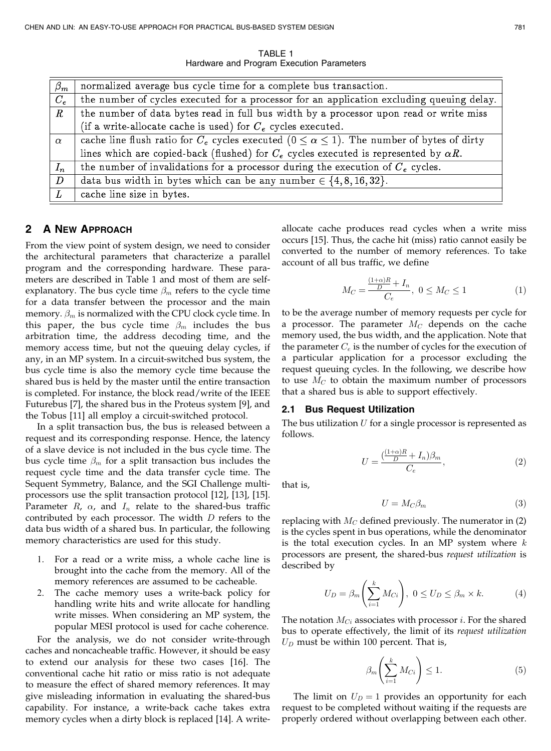TABLE 1
Hardware and Program Execution Parameters

| | |
|---|---|
| $\beta_m$ | normalized average bus cycle time for a complete bus transaction. |
| $C_e$ | the number of cycles executed for a processor for an application excluding queuing delay. |
| $R$ | the number of data bytes read in full bus width by a processor upon read or write miss (if a write-allocate cache is used) for $C_e$ cycles executed. |
| $\alpha$ | cache line flush ratio for $C_e$ cycles executed ($0 \leq \alpha \leq 1$). The number of bytes of dirty lines which are copied-back (flushed) for $C_e$ cycles executed is represented by $\alpha R$. |
| $I_n$ | the number of invalidations for a processor during the execution of $C_e$ cycles. |
| $D$ | data bus width in bytes which can be any number $\in \{4, 8, 16, 32\}$. |
| $L$ | cache line size in bytes. |

## 2 A New Approach

From the view point of system design, we need to consider the architectural parameters that characterize a parallel program and the corresponding hardware. These parameters are described in Table 1 and most of them are self-explanatory. The bus cycle time $\beta_m$ refers to the cycle time for a data transfer between the processor and the main memory. $\beta_m$ is normalized with the CPU clock cycle time. In this paper, the bus cycle time $\beta_m$ includes the bus arbitration time, the address decoding time, and the memory access time, but not the queuing delay cycles, if any, in an MP system. In a circuit-switched bus system, the bus cycle time is also the memory cycle time because the shared bus is held by the master until the entire transaction is completed. For instance, the block read/write of the IEEE Futurebus [7], the shared bus in the Proteus system [9], and the Tobus [11] all employ a circuit-switched protocol.

In a split transaction bus, the bus is released between a request and its corresponding response. Hence, the latency of a slave device is not included in the bus cycle time. The bus cycle time $\beta_m$ for a split transaction bus includes the request cycle time and the data transfer cycle time. The Sequent Symmetry, Balance, and the SGI Challenge multiprocessors use the split transaction protocol [12], [13], [15]. Parameter $R$, $\alpha$, and $I_n$ relate to the shared-bus traffic contributed by each processor. The width $D$ refers to the data bus width of a shared bus. In particular, the following memory characteristics are used for this study.

1. For a read or a write miss, a whole cache line is brought into the cache from the memory. All of the memory references are assumed to be cacheable.
2. The cache memory uses a write-back policy for handling write hits and write allocate for handling write misses. When considering an MP system, the popular MESI protocol is used for cache coherence.

For the analysis, we do not consider write-through caches and noncacheable traffic. However, it should be easy to extend our analysis for these two cases [16]. The conventional cache hit ratio or miss ratio is not adequate to measure the effect of shared memory references. It may give misleading information in evaluating the shared-bus capability. For instance, a write-back cache takes extra memory cycles when a dirty block is replaced [14]. A write-allocate cache produces read cycles when a write miss occurs [15]. Thus, the cache hit (miss) ratio cannot easily be converted to the number of memory references. To take account of all bus traffic, we define

$$M_C = \frac{\frac{(1+\alpha)R}{D} + I_n}{C_e}, \; 0 \leq M_C \leq 1 \tag{1}$$

to be the average number of memory requests per cycle for a processor. The parameter $M_C$ depends on the cache memory used, the bus width, and the application. Note that the parameter $C_e$ is the number of cycles for the execution of a particular application for a processor excluding the request queuing cycles. In the following, we describe how to use $M_C$ to obtain the maximum number of processors that a shared bus is able to support effectively.

### 2.1 Bus Request Utilization

The bus utilization $U$ for a single processor is represented as follows.

$$U = \frac{(\frac{(1+\alpha)R}{D} + I_n)\beta_m}{C_e}, \tag{2}$$

that is,

$$U = M_C \beta_m \tag{3}$$

replacing with $M_C$ defined previously. The numerator in (2) is the cycles spent in bus operations, while the denominator is the total execution cycles. In an MP system where $k$ processors are present, the shared-bus *request utilization* is described by

$$U_D = \beta_m \left( \sum_{i=1}^{k} M_{Ci} \right), \; 0 \leq U_D \leq \beta_m \times k. \tag{4}$$

The notation $M_{Ci}$ associates with processor $i$. For the shared bus to operate effectively, the limit of its *request utilization* $U_D$ must be within 100 percent. That is,

$$\beta_m \left( \sum_{i=1}^{k} M_{Ci} \right) \leq 1. \tag{5}$$

The limit on $U_D = 1$ provides an opportunity for each request to be completed without waiting if the requests are properly ordered without overlapping between each other.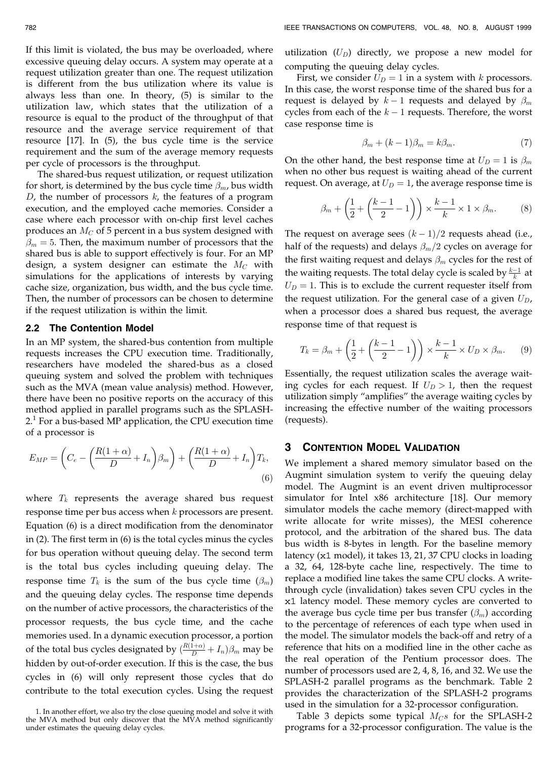If this limit is violated, the bus may be overloaded, where excessive queuing delay occurs. A system may operate at a request utilization greater than one. The request utilization is different from the bus utilization where its value is always less than one. In theory, (5) is similar to the utilization law, which states that the utilization of a resource is equal to the product of the throughput of that resource and the average service requirement of that resource [17]. In (5), the bus cycle time is the service requirement and the sum of the average memory requests per cycle of processors is the throughput.

The shared-bus request utilization, or request utilization for short, is determined by the bus cycle time $\beta_m$, bus width $D$, the number of processors $k$, the features of a program execution, and the employed cache memories. Consider a case where each processor with on-chip first level caches produces an $M_C$ of 5 percent in a bus system designed with $\beta_m = 5$. Then, the maximum number of processors that the shared bus is able to support effectively is four. For an MP design, a system designer can estimate the $M_C$ with simulations for the applications of interests by varying cache size, organization, bus width, and the bus cycle time. Then, the number of processors can be chosen to determine if the request utilization is within the limit.

### 2.2 The Contention Model

In an MP system, the shared-bus contention from multiple requests increases the CPU execution time. Traditionally, researchers have modeled the shared-bus as a closed queuing system and solved the problem with techniques such as the MVA (mean value analysis) method. However, there have been no positive reports on the accuracy of this method applied in parallel programs such as the SPLASH-2.[1] For a bus-based MP application, the CPU execution time of a processor is

$$E_{MP} = \left( C_e - \left( \frac{R(1+\alpha)}{D} + I_n \right) \beta_m \right) + \left( \frac{R(1+\alpha)}{D} + I_n \right) T_k, \tag{6}$$

where $T_k$ represents the average shared bus request response time per bus access when $k$ processors are present. Equation (6) is a direct modification from the denominator in (2). The first term in (6) is the total cycles minus the cycles for bus operation without queuing delay. The second term is the total bus cycles including queuing delay. The response time $T_k$ is the sum of the bus cycle time ($\beta_m$) and the queuing delay cycles. The response time depends on the number of active processors, the characteristics of the processor requests, the bus cycle time, and the cache memories used. In a dynamic execution processor, a portion of the total bus cycles designated by $(\frac{R(1+\alpha)}{D} + I_n)\beta_m$ may be hidden by out-of-order execution. If this is the case, the bus cycles in (6) will only represent those cycles that do contribute to the total execution cycles. Using the request utilization ($U_D$) directly, we propose a new model for computing the queuing delay cycles.

First, we consider $U_D = 1$ in a system with $k$ processors. In this case, the worst response time of the shared bus for a request is delayed by $k-1$ requests and delayed by $\beta_m$ cycles from each of the $k-1$ requests. Therefore, the worst case response time is

$$\beta_m + (k-1)\beta_m = k\beta_m. \tag{7}$$

On the other hand, the best response time at $U_D = 1$ is $\beta_m$ when no other bus request is waiting ahead of the current request. On average, at $U_D = 1$, the average response time is

$$\beta_m + \left( \frac{1}{2} + \left( \frac{k-1}{2} - 1 \right) \right) \times \frac{k-1}{k} \times 1 \times \beta_m. \tag{8}$$

The request on average sees $(k-1)/2$ requests ahead (i.e., half of the requests) and delays $\beta_m/2$ cycles on average for the first waiting request and delays $\beta_m$ cycles for the rest of the waiting requests. The total delay cycle is scaled by $\frac{k-1}{k}$ at $U_D = 1$. This is to exclude the current requester itself from the request utilization. For the general case of a given $U_D$, when a processor does a shared bus request, the average response time of that request is

$$T_k = \beta_m + \left( \frac{1}{2} + \left( \frac{k-1}{2} - 1 \right) \right) \times \frac{k-1}{k} \times U_D \times \beta_m. \tag{9}$$

Essentially, the request utilization scales the average waiting cycles for each request. If $U_D > 1$, then the request utilization simply "amplifies" the average waiting cycles by increasing the effective number of the waiting processors (requests).

## 3 Contention Model Validation

We implement a shared memory simulator based on the Augmint simulation system to verify the queuing delay model. The Augmint is an event driven multiprocessor simulator for Intel x86 architecture [18]. Our memory simulator models the cache memory (direct-mapped with write allocate for write misses), the MESI coherence protocol, and the arbitration of the shared bus. The data bus width is 8-bytes in length. For the baseline memory latency (`x1` model), it takes 13, 21, 37 CPU clocks in loading a 32, 64, 128-byte cache line, respectively. The time to replace a modified line takes the same CPU clocks. A write-through cycle (invalidation) takes seven CPU cycles in the `x1` latency model. These memory cycles are converted to the average bus cycle time per bus transfer ($\beta_m$) according to the percentage of references of each type when used in the model. The simulator models the back-off and retry of a reference that hits on a modified line in the other cache as the real operation of the Pentium processor does. The number of processors used are 2, 4, 8, 16, and 32. We use the SPLASH-2 parallel programs as the benchmark. Table 2 provides the characterization of the SPLASH-2 programs used in the simulation for a 32-processor configuration.

Table 3 depicts some typical $M_C$s for the SPLASH-2 programs for a 32-processor configuration. The value is the

1. In another effort, we also try the close queuing model and solve it with the MVA method but only discover that the MVA method significantly under estimates the queuing delay cycles.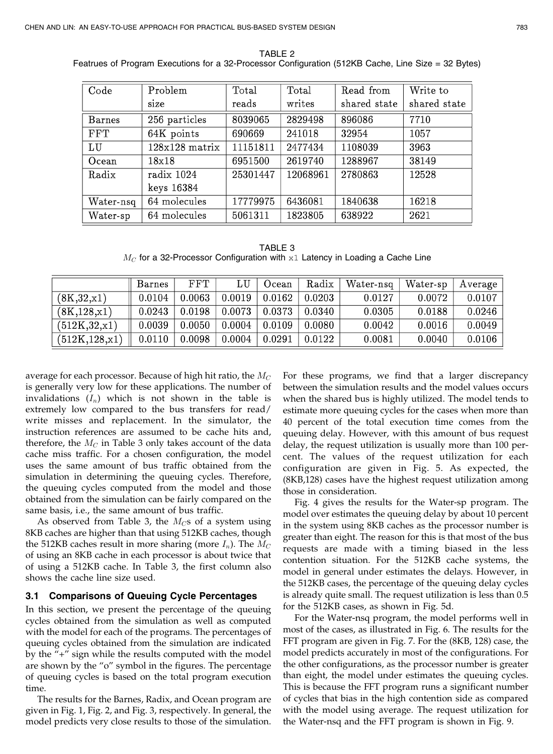TABLE 2
Featrues of Program Executions for a 32-Processor Configuration (512KB Cache, Line Size = 32 Bytes)

| Code | Problem size | Total reads | Total writes | Read from shared state | Write to shared state |
|---|---|---|---|---|---|
| Barnes | 256 particles | 8039065 | 2829498 | 896086 | 7710 |
| FFT | 64K points | 690669 | 241018 | 32954 | 1057 |
| LU | 128x128 matrix | 11151811 | 2477434 | 1108039 | 3963 |
| Ocean | 18x18 | 6951500 | 2619740 | 1288967 | 38149 |
| Radix | radix 1024 keys 16384 | 25301447 | 12068961 | 2780863 | 12528 |
| Water-nsq | 64 molecules | 17779975 | 6436081 | 1840638 | 16218 |
| Water-sp | 64 molecules | 5061311 | 1823805 | 638922 | 2621 |

TABLE 3
$M_C$ for a 32-Processor Configuration with x1 Latency in Loading a Cache Line

| | Barnes | FFT | LU | Ocean | Radix | Water-nsq | Water-sp | Average |
|---|---|---|---|---|---|---|---|---|
| (8K,32,x1) | 0.0104 | 0.0063 | 0.0019 | 0.0162 | 0.0203 | 0.0127 | 0.0072 | 0.0107 |
| (8K,128,x1) | 0.0243 | 0.0198 | 0.0073 | 0.0373 | 0.0340 | 0.0305 | 0.0188 | 0.0246 |
| (512K,32,x1) | 0.0039 | 0.0050 | 0.0004 | 0.0109 | 0.0080 | 0.0042 | 0.0016 | 0.0049 |
| (512K,128,x1) | 0.0110 | 0.0098 | 0.0004 | 0.0291 | 0.0122 | 0.0081 | 0.0040 | 0.0106 |

average for each processor. Because of high hit ratio, the $M_C$ is generally very low for these applications. The number of invalidations ($I_n$) which is not shown in the table is extremely low compared to the bus transfers for read/write misses and replacement. In the simulator, the instruction references are assumed to be cache hits and, therefore, the $M_C$ in Table 3 only takes account of the data cache miss traffic. For a chosen configuration, the model uses the same amount of bus traffic obtained from the simulation in determining the queuing cycles. Therefore, the queuing cycles computed from the model and those obtained from the simulation can be fairly compared on the same basis, i.e., the same amount of bus traffic.

As observed from Table 3, the $M_C$s of a system using 8KB caches are higher than that using 512KB caches, though the 512KB caches result in more sharing (more $I_n$). The $M_C$ of using an 8KB cache in each processor is about twice that of using a 512KB cache. In Table 3, the first column also shows the cache line size used.

### 3.1 Comparisons of Queuing Cycle Percentages

In this section, we present the percentage of the queuing cycles obtained from the simulation as well as computed with the model for each of the programs. The percentages of queuing cycles obtained from the simulation are indicated by the "+" sign while the results computed with the model are shown by the "o" symbol in the figures. The percentage of queuing cycles is based on the total program execution time.

The results for the Barnes, Radix, and Ocean program are given in Fig. 1, Fig. 2, and Fig. 3, respectively. In general, the model predicts very close results to those of the simulation. For these programs, we find that a larger discrepancy between the simulation results and the model values occurs when the shared bus is highly utilized. The model tends to estimate more queuing cycles for the cases when more than 40 percent of the total execution time comes from the queuing delay. However, with this amount of bus request delay, the request utilization is usually more than 100 percent. The values of the request utilization for each configuration are given in Fig. 5. As expected, the (8KB,128) cases have the highest request utilization among those in consideration.

Fig. 4 gives the results for the Water-sp program. The model over estimates the queuing delay by about 10 percent in the system using 8KB caches as the processor number is greater than eight. The reason for this is that most of the bus requests are made with a timing biased in the less contention situation. For the 512KB cache systems, the model in general under estimates the delays. However, in the 512KB cases, the percentage of the queuing delay cycles is already quite small. The request utilization is less than 0.5 for the 512KB cases, as shown in Fig. 5d.

For the Water-nsq program, the model performs well in most of the cases, as illustrated in Fig. 6. The results for the FFT program are given in Fig. 7. For the (8KB, 128) case, the model predicts accurately in most of the configurations. For the other configurations, as the processor number is greater than eight, the model under estimates the queuing cycles. This is because the FFT program runs a significant number of cycles that bias in the high contention side as compared with the model using average. The request utilization for the Water-nsq and the FFT program is shown in Fig. 9.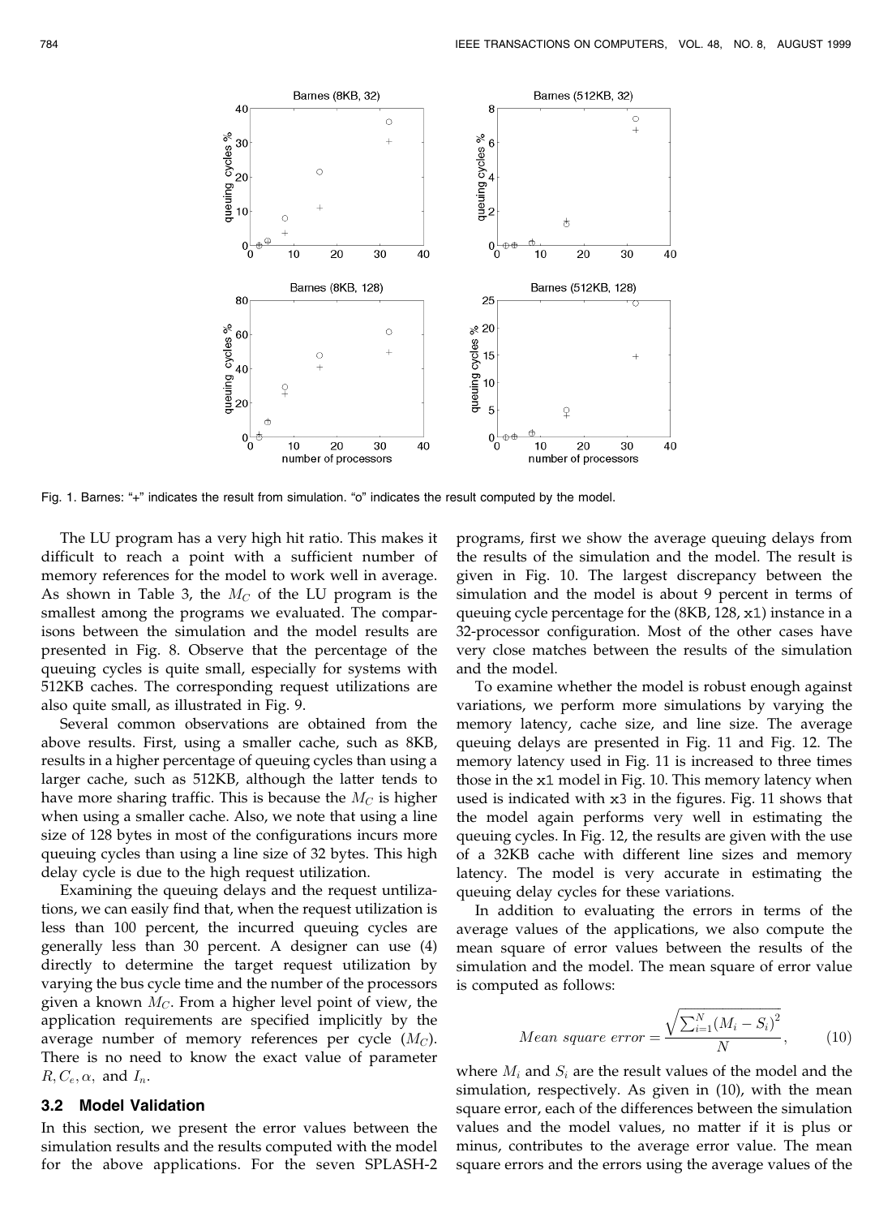Fig. 1. Barnes: "+" indicates the result from simulation. "o" indicates the result computed by the model.

The LU program has a very high hit ratio. This makes it difficult to reach a point with a sufficient number of memory references for the model to work well in average. As shown in Table 3, the $M_C$ of the LU program is the smallest among the programs we evaluated. The comparisons between the simulation and the model results are presented in Fig. 8. Observe that the percentage of the queuing cycles is quite small, especially for systems with 512KB caches. The corresponding request utilizations are also quite small, as illustrated in Fig. 9.

Several common observations are obtained from the above results. First, using a smaller cache, such as 8KB, results in a higher percentage of queuing cycles than using a larger cache, such as 512KB, although the latter tends to have more sharing traffic. This is because the $M_C$ is higher when using a smaller cache. Also, we note that using a line size of 128 bytes in most of the configurations incurs more queuing cycles than using a line size of 32 bytes. This high delay cycle is due to the high request utilization.

Examining the queuing delays and the request untilizations, we can easily find that, when the request utilization is less than 100 percent, the incurred queuing cycles are generally less than 30 percent. A designer can use (4) directly to determine the target request utilization by varying the bus cycle time and the number of the processors given a known $M_C$. From a higher level point of view, the application requirements are specified implicitly by the average number of memory references per cycle ($M_C$). There is no need to know the exact value of parameter $R, C_e, \alpha,$ and $I_n$.

### 3.2 Model Validation

In this section, we present the error values between the simulation results and the results computed with the model for the above applications. For the seven SPLASH-2 programs, first we show the average queuing delays from the results of the simulation and the model. The result is given in Fig. 10. The largest discrepancy between the simulation and the model is about 9 percent in terms of queuing cycle percentage for the (8KB, 128, `x1`) instance in a 32-processor configuration. Most of the other cases have very close matches between the results of the simulation and the model.

To examine whether the model is robust enough against variations, we perform more simulations by varying the memory latency, cache size, and line size. The average queuing delays are presented in Fig. 11 and Fig. 12. The memory latency used in Fig. 11 is increased to three times those in the `x1` model in Fig. 10. This memory latency when used is indicated with `x3` in the figures. Fig. 11 shows that the model again performs very well in estimating the queuing cycles. In Fig. 12, the results are given with the use of a 32KB cache with different line sizes and memory latency. The model is very accurate in estimating the queuing delay cycles for these variations.

In addition to evaluating the errors in terms of the average values of the applications, we also compute the mean square of error values between the results of the simulation and the model. The mean square of error value is computed as follows:

$$Mean\ square\ error = \frac{\sqrt{\sum_{i=1}^{N}(M_i - S_i)^2}}{N}, \tag{10}$$

where $M_i$ and $S_i$ are the result values of the model and the simulation, respectively. As given in (10), with the mean square error, each of the differences between the simulation values and the model values, no matter if it is plus or minus, contributes to the average error value. The mean square errors and the errors using the average values of the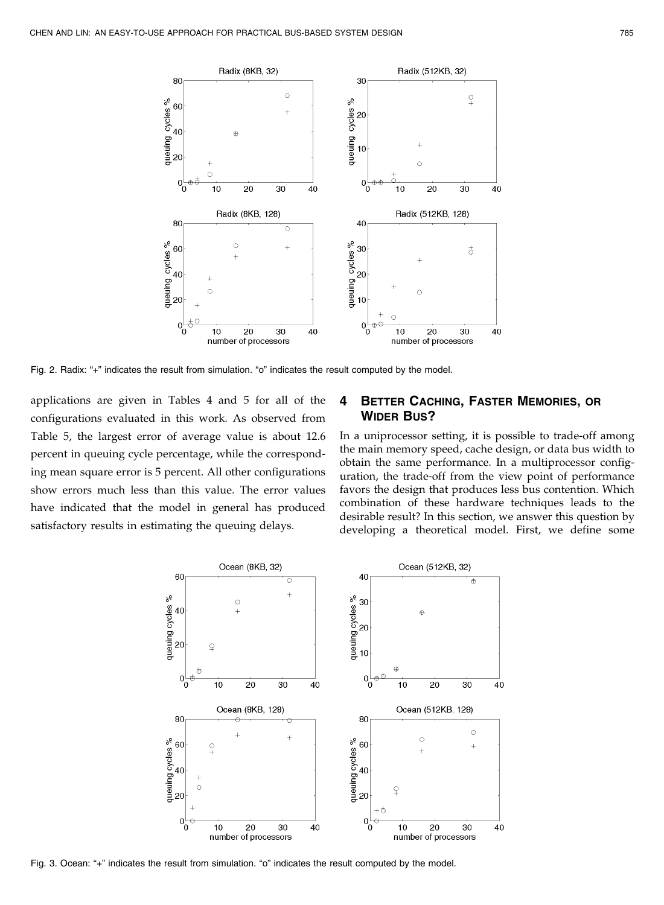Fig. 2. Radix: "+" indicates the result from simulation. "o" indicates the result computed by the model.

applications are given in Tables 4 and 5 for all of the configurations evaluated in this work. As observed from Table 5, the largest error of average value is about 12.6 percent in queuing cycle percentage, while the corresponding mean square error is 5 percent. All other configurations show errors much less than this value. The error values have indicated that the model in general has produced satisfactory results in estimating the queuing delays.

## 4 Better Caching, Faster Memories, or Wider Bus?

In a uniprocessor setting, it is possible to trade-off among the main memory speed, cache design, or data bus width to obtain the same performance. In a multiprocessor configuration, the trade-off from the view point of performance favors the design that produces less bus contention. Which combination of these hardware techniques leads to the desirable result? In this section, we answer this question by developing a theoretical model. First, we define some

Fig. 3. Ocean: "+" indicates the result from simulation. "o" indicates the result computed by the model.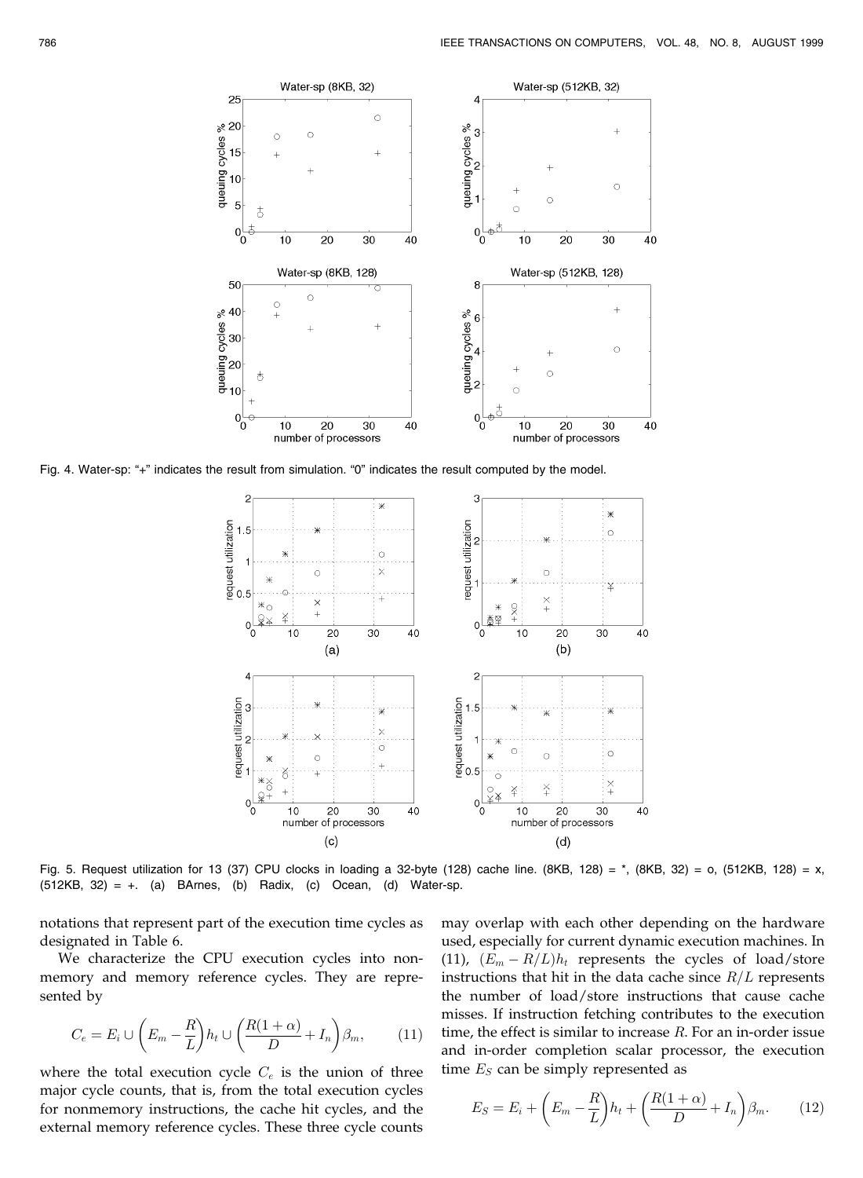Fig. 4. Water-sp: "+" indicates the result from simulation. "0" indicates the result computed by the model.

Fig. 5. Request utilization for 13 (37) CPU clocks in loading a 32-byte (128) cache line. (8KB, 128) = *, (8KB, 32) = o, (512KB, 128) = x, (512KB, 32) = +. (a) BArnes, (b) Radix, (c) Ocean, (d) Water-sp.

notations that represent part of the execution time cycles as designated in Table 6.

We characterize the CPU execution cycles into nonmemory and memory reference cycles. They are represented by

$$C_e = E_i \cup \left(E_m - \frac{R}{L}\right)h_t \cup \left(\frac{R(1+\alpha)}{D} + I_n\right)\beta_m, \qquad (11)$$

where the total execution cycle $C_e$ is the union of three major cycle counts, that is, from the total execution cycles for nonmemory instructions, the cache hit cycles, and the external memory reference cycles. These three cycle counts may overlap with each other depending on the hardware used, especially for current dynamic execution machines. In (11), $(E_m - R/L)h_t$ represents the cycles of load/store instructions that hit in the data cache since $R/L$ represents the number of load/store instructions that cause cache misses. If instruction fetching contributes to the execution time, the effect is similar to increase $R$. For an in-order issue and in-order completion scalar processor, the execution time $E_S$ can be simply represented as

$$E_S = E_i + \left(E_m - \frac{R}{L}\right)h_t + \left(\frac{R(1+\alpha)}{D} + I_n\right)\beta_m. \qquad (12)$$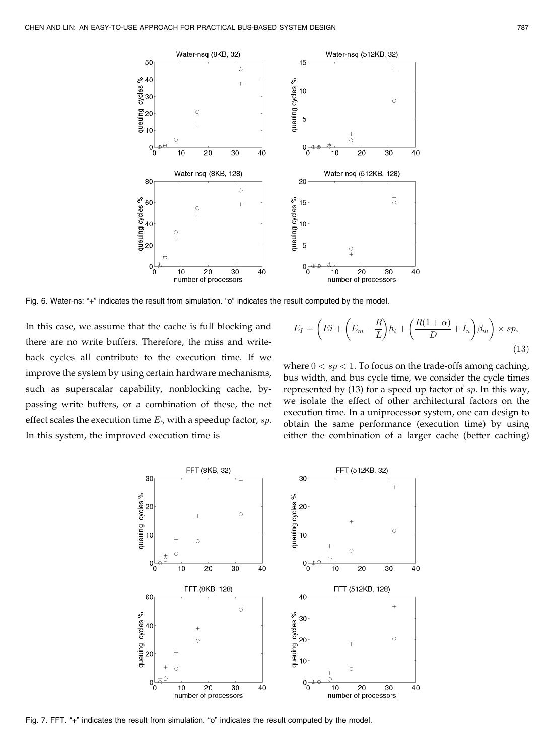Fig. 6. Water-ns: "+" indicates the result from simulation. "o" indicates the result computed by the model.

In this case, we assume that the cache is full blocking and there are no write buffers. Therefore, the miss and write-back cycles all contribute to the execution time. If we improve the system by using certain hardware mechanisms, such as superscalar capability, nonblocking cache, bypassing write buffers, or a combination of these, the net effect scales the execution time $E_S$ with a speedup factor, $sp$. In this system, the improved execution time is

$$E_I = \left( Ei + \left( E_m - \frac{R}{L} \right) h_t + \left( \frac{R(1+\alpha)}{D} + I_n \right) \beta_m \right) \times sp, \tag{13}$$

where $0 < sp < 1$. To focus on the trade-offs among caching, bus width, and bus cycle time, we consider the cycle times represented by (13) for a speed up factor of $sp$. In this way, we isolate the effect of other architectural factors on the execution time. In a uniprocessor system, one can design to obtain the same performance (execution time) by using either the combination of a larger cache (better caching)

Fig. 7. FFT. "+" indicates the result from simulation. "o" indicates the result computed by the model.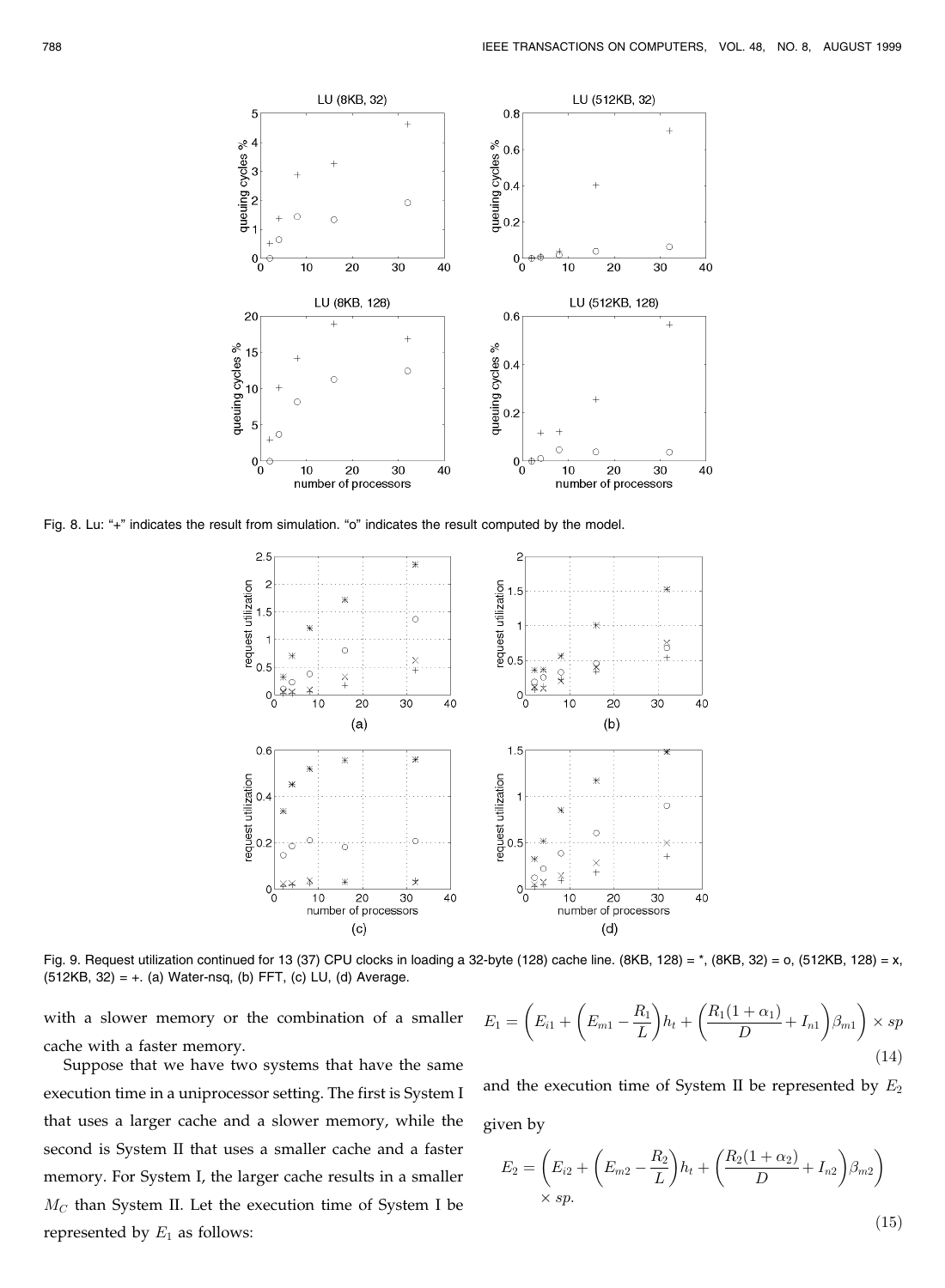Fig. 8. Lu: "+" indicates the result from simulation. "o" indicates the result computed by the model.

Fig. 9. Request utilization continued for 13 (37) CPU clocks in loading a 32-byte (128) cache line. (8KB, 128) = *, (8KB, 32) = o, (512KB, 128) = x, (512KB, 32) = +. (a) Water-nsq, (b) FFT, (c) LU, (d) Average.

with a slower memory or the combination of a smaller cache with a faster memory.

Suppose that we have two systems that have the same execution time in a uniprocessor setting. The first is System I that uses a larger cache and a slower memory, while the second is System II that uses a smaller cache and a faster memory. For System I, the larger cache results in a smaller $M_C$ than System II. Let the execution time of System I be represented by $E_1$ as follows:

$$E_1 = \left( E_{i1} + \left( E_{m1} - \frac{R_1}{L} \right) h_t + \left( \frac{R_1(1+\alpha_1)}{D} + I_{n1} \right) \beta_{m1} \right) \times sp \tag{14}$$

and the execution time of System II be represented by $E_2$ given by

$$E_2 = \left( E_{i2} + \left( E_{m2} - \frac{R_2}{L} \right) h_t + \left( \frac{R_2(1+\alpha_2)}{D} + I_{n2} \right) \beta_{m2} \right) \times sp. \tag{15}$$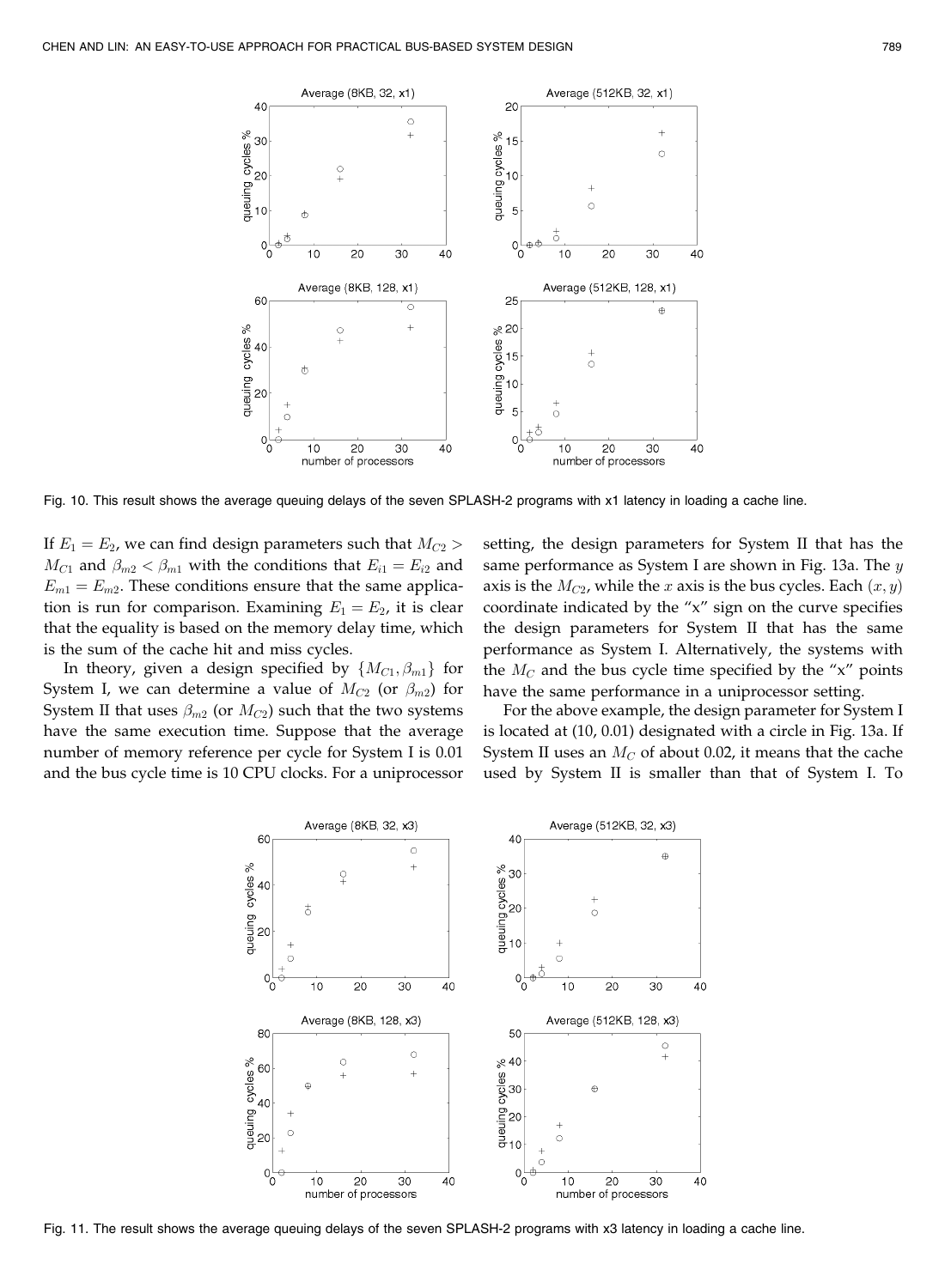Fig. 10. This result shows the average queuing delays of the seven SPLASH-2 programs with x1 latency in loading a cache line.

If $E_1 = E_2$, we can find design parameters such that $M_{C2} > M_{C1}$ and $\beta_{m2} < \beta_{m1}$ with the conditions that $E_{i1} = E_{i2}$ and $E_{m1} = E_{m2}$. These conditions ensure that the same application is run for comparison. Examining $E_1 = E_2$, it is clear that the equality is based on the memory delay time, which is the sum of the cache hit and miss cycles.

In theory, given a design specified by $\{M_{C1}, \beta_{m1}\}$ for System I, we can determine a value of $M_{C2}$ (or $\beta_{m2}$) for System II that uses $\beta_{m2}$ (or $M_{C2}$) such that the two systems have the same execution time. Suppose that the average number of memory reference per cycle for System I is 0.01 and the bus cycle time is 10 CPU clocks. For a uniprocessor setting, the design parameters for System II that has the same performance as System I are shown in Fig. 13a. The $y$ axis is the $M_{C2}$, while the $x$ axis is the bus cycles. Each $(x, y)$ coordinate indicated by the "x" sign on the curve specifies the design parameters for System II that has the same performance as System I. Alternatively, the systems with the $M_C$ and the bus cycle time specified by the "x" points have the same performance in a uniprocessor setting.

For the above example, the design parameter for System I is located at (10, 0.01) designated with a circle in Fig. 13a. If System II uses an $M_C$ of about 0.02, it means that the cache used by System II is smaller than that of System I. To

Fig. 11. The result shows the average queuing delays of the seven SPLASH-2 programs with x3 latency in loading a cache line.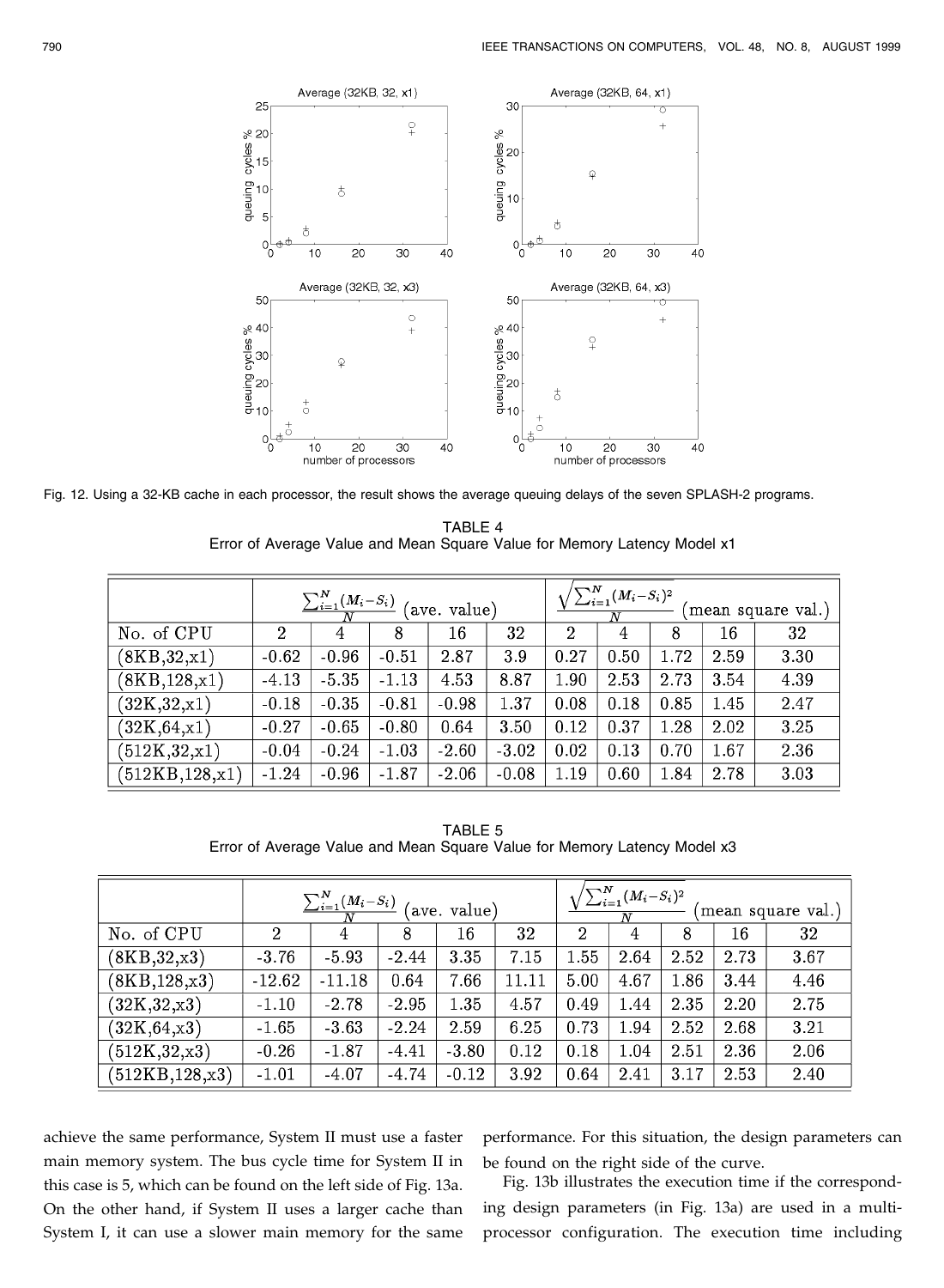Fig. 12. Using a 32-KB cache in each processor, the result shows the average queuing delays of the seven SPLASH-2 programs.

TABLE 4
Error of Average Value and Mean Square Value for Memory Latency Model x1

| | $\frac{\sum_{i=1}^{N}(M_i - S_i)}{N}$ (ave. value) | | | | | $\sqrt{\frac{\sum_{i=1}^{N}(M_i - S_i)^2}{N}}$ (mean square val.) | | | | |
|---|---|---|---|---|---|---|---|---|---|---|
| No. of CPU | 2 | 4 | 8 | 16 | 32 | 2 | 4 | 8 | 16 | 32 |
| (8KB,32,x1) | -0.62 | -0.96 | -0.51 | 2.87 | 3.9 | 0.27 | 0.50 | 1.72 | 2.59 | 3.30 |
| (8KB,128,x1) | -4.13 | -5.35 | -1.13 | 4.53 | 8.87 | 1.90 | 2.53 | 2.73 | 3.54 | 4.39 |
| (32K,32,x1) | -0.18 | -0.35 | -0.81 | -0.98 | 1.37 | 0.08 | 0.18 | 0.85 | 1.45 | 2.47 |
| (32K,64,x1) | -0.27 | -0.65 | -0.80 | 0.64 | 3.50 | 0.12 | 0.37 | 1.28 | 2.02 | 3.25 |
| (512K,32,x1) | -0.04 | -0.24 | -1.03 | -2.60 | -3.02 | 0.02 | 0.13 | 0.70 | 1.67 | 2.36 |
| (512KB,128,x1) | -1.24 | -0.96 | -1.87 | -2.06 | -0.08 | 1.19 | 0.60 | 1.84 | 2.78 | 3.03 |

TABLE 5
Error of Average Value and Mean Square Value for Memory Latency Model x3

| | $\frac{\sum_{i=1}^{N}(M_i - S_i)}{N}$ (ave. value) | | | | | $\sqrt{\frac{\sum_{i=1}^{N}(M_i - S_i)^2}{N}}$ (mean square val.) | | | | |
|---|---|---|---|---|---|---|---|---|---|---|
| No. of CPU | 2 | 4 | 8 | 16 | 32 | 2 | 4 | 8 | 16 | 32 |
| (8KB,32,x3) | -3.76 | -5.93 | -2.44 | 3.35 | 7.15 | 1.55 | 2.64 | 2.52 | 2.73 | 3.67 |
| (8KB,128,x3) | -12.62 | -11.18 | 0.64 | 7.66 | 11.11 | 5.00 | 4.67 | 1.86 | 3.44 | 4.46 |
| (32K,32,x3) | -1.10 | -2.78 | -2.95 | 1.35 | 4.57 | 0.49 | 1.44 | 2.35 | 2.20 | 2.75 |
| (32K,64,x3) | -1.65 | -3.63 | -2.24 | 2.59 | 6.25 | 0.73 | 1.94 | 2.52 | 2.68 | 3.21 |
| (512K,32,x3) | -0.26 | -1.87 | -4.41 | -3.80 | 0.12 | 0.18 | 1.04 | 2.51 | 2.36 | 2.06 |
| (512KB,128,x3) | -1.01 | -4.07 | -4.74 | -0.12 | 3.92 | 0.64 | 2.41 | 3.17 | 2.53 | 2.40 |

achieve the same performance, System II must use a faster main memory system. The bus cycle time for System II in this case is 5, which can be found on the left side of Fig. 13a. On the other hand, if System II uses a larger cache than System I, it can use a slower main memory for the same performance. For this situation, the design parameters can be found on the right side of the curve.

Fig. 13b illustrates the execution time if the corresponding design parameters (in Fig. 13a) are used in a multiprocessor configuration. The execution time including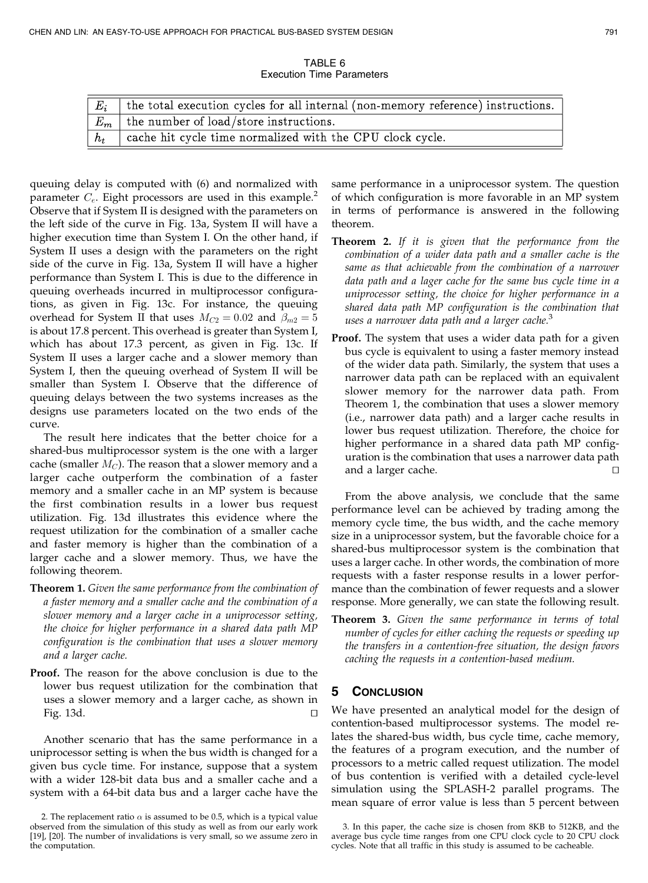TABLE 6
Execution Time Parameters

| | |
|---|---|
| $E_i$ | the total execution cycles for all internal (non-memory reference) instructions. |
| $E_m$ | the number of load/store instructions. |
| $h_t$ | cache hit cycle time normalized with the CPU clock cycle. |

queuing delay is computed with (6) and normalized with parameter $C_e$. Eight processors are used in this example.[2] Observe that if System II is designed with the parameters on the left side of the curve in Fig. 13a, System II will have a higher execution time than System I. On the other hand, if System II uses a design with the parameters on the right side of the curve in Fig. 13a, System II will have a higher performance than System I. This is due to the difference in queuing overheads incurred in multiprocessor configurations, as given in Fig. 13c. For instance, the queuing overhead for System II that uses $M_{C2} = 0.02$ and $\beta_{m2} = 5$ is about 17.8 percent. This overhead is greater than System I, which has about 17.3 percent, as given in Fig. 13c. If System II uses a larger cache and a slower memory than System I, then the queuing overhead of System II will be smaller than System I. Observe that the difference of queuing delays between the two systems increases as the designs use parameters located on the two ends of the curve.

The result here indicates that the better choice for a shared-bus multiprocessor system is the one with a larger cache (smaller $M_C$). The reason that a slower memory and a larger cache outperform the combination of a faster memory and a smaller cache in an MP system is because the first combination results in a lower bus request utilization. Fig. 13d illustrates this evidence where the request utilization for the combination of a smaller cache and faster memory is higher than the combination of a larger cache and a slower memory. Thus, we have the following theorem.

**Theorem 1.** *Given the same performance from the combination of a faster memory and a smaller cache and the combination of a slower memory and a larger cache in a uniprocessor setting, the choice for higher performance in a shared data path MP configuration is the combination that uses a slower memory and a larger cache.*

**Proof.** The reason for the above conclusion is due to the lower bus request utilization for the combination that uses a slower memory and a larger cache, as shown in Fig. 13d. □

Another scenario that has the same performance in a uniprocessor setting is when the bus width is changed for a given bus cycle time. For instance, suppose that a system with a wider 128-bit data bus and a smaller cache and a system with a 64-bit data bus and a larger cache have the same performance in a uniprocessor system. The question of which configuration is more favorable in an MP system in terms of performance is answered in the following theorem.

**Theorem 2.** *If it is given that the performance from the combination of a wider data path and a smaller cache is the same as that achievable from the combination of a narrower data path and a lager cache for the same bus cycle time in a uniprocessor setting, the choice for higher performance in a shared data path MP configuration is the combination that uses a narrower data path and a larger cache.*[3]

**Proof.** The system that uses a wider data path for a given bus cycle is equivalent to using a faster memory instead of the wider data path. Similarly, the system that uses a narrower data path can be replaced with an equivalent slower memory for the narrower data path. From Theorem 1, the combination that uses a slower memory (i.e., narrower data path) and a larger cache results in lower bus request utilization. Therefore, the choice for higher performance in a shared data path MP configuration is the combination that uses a narrower data path and a larger cache. □

From the above analysis, we conclude that the same performance level can be achieved by trading among the memory cycle time, the bus width, and the cache memory size in a uniprocessor system, but the favorable choice for a shared-bus multiprocessor system is the combination that uses a larger cache. In other words, the combination of more requests with a faster response results in a lower performance than the combination of fewer requests and a slower response. More generally, we can state the following result.

**Theorem 3.** *Given the same performance in terms of total number of cycles for either caching the requests or speeding up the transfers in a contention-free situation, the design favors caching the requests in a contention-based medium.*

## 5 Conclusion

We have presented an analytical model for the design of contention-based multiprocessor systems. The model relates the shared-bus width, bus cycle time, cache memory, the features of a program execution, and the number of processors to a metric called request utilization. The model of bus contention is verified with a detailed cycle-level simulation using the SPLASH-2 parallel programs. The mean square of error value is less than 5 percent between

2. The replacement ratio $\alpha$ is assumed to be 0.5, which is a typical value observed from the simulation of this study as well as from our early work [19], [20]. The number of invalidations is very small, so we assume zero in the computation.

3. In this paper, the cache size is chosen from 8KB to 512KB, and the average bus cycle time ranges from one CPU clock cycle to 20 CPU clock cycles. Note that all traffic in this study is assumed to be cacheable.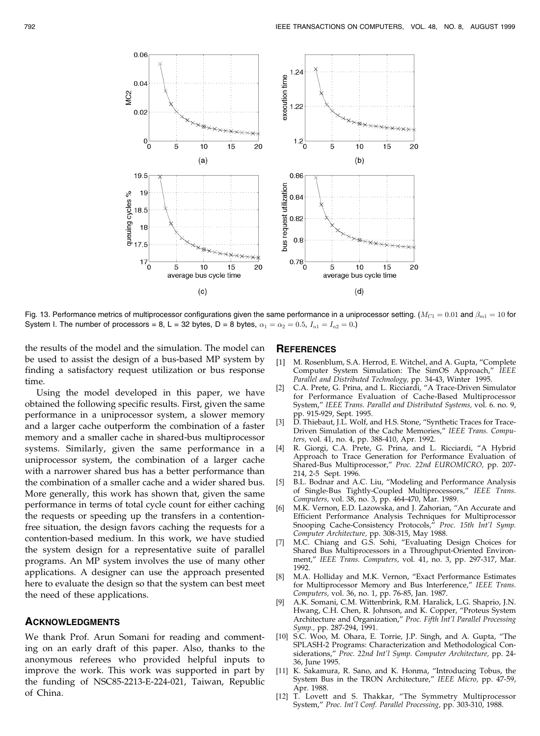Fig. 13. Performance metrics of multiprocessor configurations given the same performance in a uniprocessor setting. ($M_{C1} = 0.01$ and $\beta_{m1} = 10$ for System I. The number of processors = 8, L = 32 bytes, D = 8 bytes, $\alpha_1 = \alpha_2 = 0.5$, $I_{n1} = I_{n2} = 0$.)

the results of the model and the simulation. The model can be used to assist the design of a bus-based MP system by finding a satisfactory request utilization or bus response time.

Using the model developed in this paper, we have obtained the following specific results. First, given the same performance in a uniprocessor system, a slower memory and a larger cache outperform the combination of a faster memory and a smaller cache in shared-bus multiprocessor systems. Similarly, given the same performance in a uniprocessor system, the combination of a larger cache with a narrower shared bus has a better performance than the combination of a smaller cache and a wider shared bus. More generally, this work has shown that, given the same performance in terms of total cycle count for either caching the requests or speeding up the transfers in a contention-free situation, the design favors caching the requests for a contention-based medium. In this work, we have studied the system design for a representative suite of parallel programs. An MP system involves the use of many other applications. A designer can use the approach presented here to evaluate the design so that the system can best meet the need of these applications.

## Acknowledgments

We thank Prof. Arun Somani for reading and commenting on an early draft of this paper. Also, thanks to the anonymous referees who provided helpful inputs to improve the work. This work was supported in part by the funding of NSC85-2213-E-224-021, Taiwan, Republic of China.

## References

[1] M. Rosenblum, S.A. Herrod, E. Witchel, and A. Gupta, "Complete Computer System Simulation: The SimOS Approach," *IEEE Parallel and Distributed Technology,* pp. 34-43, Winter 1995.

[2] C.A. Prete, G. Prina, and L. Ricciardi, "A Trace-Driven Simulator for Performance Evaluation of Cache-Based Multiprocessor System," *IEEE Trans. Parallel and Distributed Systems,* vol. 6. no. 9, pp. 915-929, Sept. 1995.

[3] D. Thiebaut, J.L. Wolf, and H.S. Stone, "Synthetic Traces for Trace-Driven Simulation of the Cache Memories," *IEEE Trans. Computers,* vol. 41, no. 4, pp. 388-410, Apr. 1992.

[4] R. Giorgi, C.A. Prete, G. Prina, and L. Ricciardi, "A Hybrid Approach to Trace Generation for Performance Evaluation of Shared-Bus Multiprocessor," *Proc. 22nd EUROMICRO,* pp. 207-214, 2-5 Sept. 1996.

[5] B.L. Bodnar and A.C. Liu, "Modeling and Performance Analysis of Single-Bus Tightly-Coupled Multiprocessors," *IEEE Trans. Computers,* vol. 38, no. 3, pp. 464-470, Mar. 1989.

[6] M.K. Vernon, E.D. Lazowska, and J. Zahorian, "An Accurate and Efficient Performance Analysis Techniques for Multiprocessor Snooping Cache-Consistency Protocols," *Proc. 15th Int'l Symp. Computer Architecture,* pp. 308-315, May 1988.

[7] M.C. Chiang and G.S. Sohi, "Evaluating Design Choices for Shared Bus Multiprocessors in a Throughput-Oriented Environment," *IEEE Trans. Computers,* vol. 41, no. 3, pp. 297-317, Mar. 1992.

[8] M.A. Holliday and M.K. Vernon, "Exact Performance Estimates for Multiprocessor Memory and Bus Interference," *IEEE Trans. Computers,* vol. 36, no. 1, pp. 76-85, Jan. 1987.

[9] A.K. Somani, C.M. Wittenbrink, R.M. Haralick, L.G. Shaprio, J.N. Hwang, C.H. Chen, R. Johnson, and K. Copper, "Proteus System Architecture and Organization," *Proc. Fifth Int'l Parallel Processing Symp.,* pp. 287-294, 1991.

[10] S.C. Woo, M. Ohara, E. Torrie, J.P. Singh, and A. Gupta, "The SPLASH-2 Programs: Characterization and Methodological Considerations," *Proc. 22nd Int'l Symp. Computer Architecture,* pp. 24-36, June 1995.

[11] K. Sakamura, R. Sano, and K. Honma, "Introducing Tobus, the System Bus in the TRON Architecture," *IEEE Micro,* pp. 47-59, Apr. 1988.

[12] T. Lovett and S. Thakkar, "The Symmetry Multiprocessor System," *Proc. Int'l Conf. Parallel Processing,* pp. 303-310, 1988.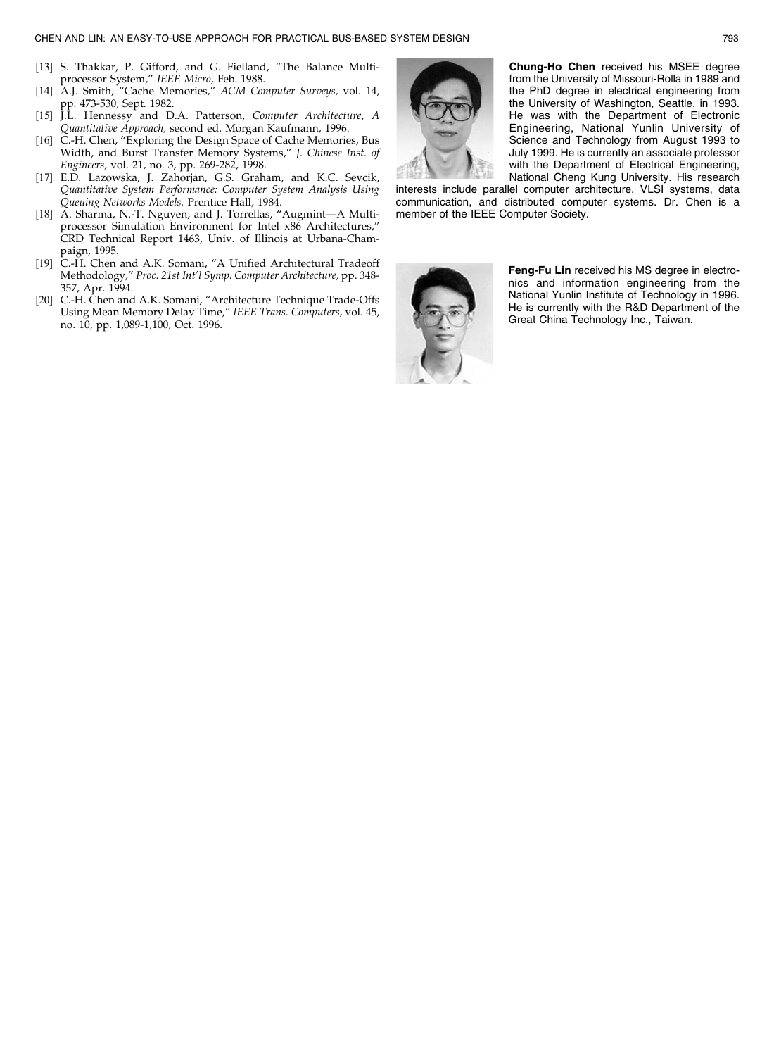[13] S. Thakkar, P. Gifford, and G. Fielland, "The Balance Multiprocessor System," *IEEE Micro*, Feb. 1988.

[14] A.J. Smith, "Cache Memories," *ACM Computer Surveys*, vol. 14, pp. 473-530, Sept. 1982.

[15] J.L. Hennessy and D.A. Patterson, *Computer Architecture, A Quantitative Approach*, second ed. Morgan Kaufmann, 1996.

[16] C.-H. Chen, "Exploring the Design Space of Cache Memories, Bus Width, and Burst Transfer Memory Systems," *J. Chinese Inst. of Engineers*, vol. 21, no. 3, pp. 269-282, 1998.

[17] E.D. Lazowska, J. Zahorjan, G.S. Graham, and K.C. Sevcik, *Quantitative System Performance: Computer System Analysis Using Queuing Networks Models*. Prentice Hall, 1984.

[18] A. Sharma, N.-T. Nguyen, and J. Torrellas, "Augmint—A Multiprocessor Simulation Environment for Intel x86 Architectures," CRD Technical Report 1463, Univ. of Illinois at Urbana-Champaign, 1995.

[19] C.-H. Chen and A.K. Somani, "A Unified Architectural Tradeoff Methodology," *Proc. 21st Int'l Symp. Computer Architecture*, pp. 348-357, Apr. 1994.

[20] C.-H. Chen and A.K. Somani, "Architecture Technique Trade-Offs Using Mean Memory Delay Time," *IEEE Trans. Computers*, vol. 45, no. 10, pp. 1,089-1,100, Oct. 1996.

**Chung-Ho Chen** received his MSEE degree from the University of Missouri-Rolla in 1989 and the PhD degree in electrical engineering from the University of Washington, Seattle, in 1993. He was with the Department of Electronic Engineering, National Yunlin University of Science and Technology from August 1993 to July 1999. He is currently an associate professor with the Department of Electrical Engineering, National Cheng Kung University. His research interests include parallel computer architecture, VLSI systems, data communication, and distributed computer systems. Dr. Chen is a member of the IEEE Computer Society.

**Feng-Fu Lin** received his MS degree in electronics and information engineering from the National Yunlin Institute of Technology in 1996. He is currently with the R&D Department of the Great China Technology Inc., Taiwan.